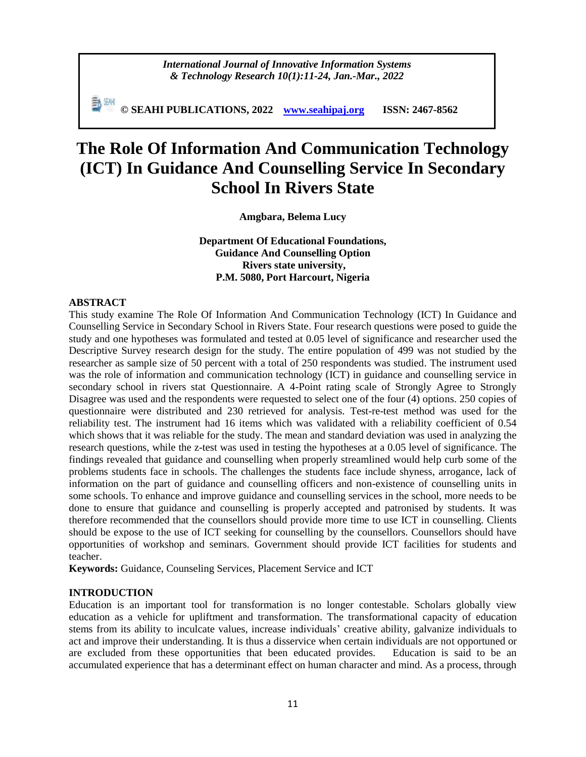# The Role Of Information And Communication Technology (ICT) In Guidance And Counselling Service In Secondary School In Rivers State

**Amgbara, Belema Lucy**

**Department Of Educational Foundations, Guidance And Counselling Option Rivers state university, P.M. 5080, Port Harcourt, Nigeria**

## ABSTRACT

This study examine The Role Of Information And Communication Technology (ICT) In Guidance and Counselling Service in Secondary School in Rivers State. Four research questions were posed to guide the study and one hypotheses was formulated and tested at 0.05 level of significance and researcher used the Descriptive Survey research design for the study. The entire population of 499 was not studied by the researcher as sample size of 50 percent with a total of 250 respondents was studied. The instrument used was the role of information and communication technology (ICT) in guidance and counselling service in secondary school in rivers stat Questionnaire. A 4-Point rating scale of Strongly Agree to Strongly Disagree was used and the respondents were requested to select one of the four (4) options. 250 copies of questionnaire were distributed and 230 retrieved for analysis. Test-re-test method was used for the reliability test. The instrument had 16 items which was validated with a reliability coefficient of 0.54 which shows that it was reliable for the study. The mean and standard deviation was used in analyzing the research questions, while the z-test was used in testing the hypotheses at a 0.05 level of significance. The findings revealed that guidance and counselling when properly streamlined would help curb some of the problems students face in schools. The challenges the students face include shyness, arrogance, lack of information on the part of guidance and counselling officers and non-existence of counselling units in some schools. To enhance and improve guidance and counselling services in the school, more needs to be done to ensure that guidance and counselling is properly accepted and patronised by students. It was therefore recommended that the counsellors should provide more time to use ICT in counselling. Clients should be expose to the use of ICT seeking for counselling by the counsellors. Counsellors should have opportunities of workshop and seminars. Government should provide ICT facilities for students and teacher.

**Keywords:** Guidance, Counseling Services, Placement Service and ICT

## INTRODUCTION

Education is an important tool for transformation is no longer contestable. Scholars globally view education as a vehicle for upliftment and transformation. The transformational capacity of education stems from its ability to inculcate values, increase individuals' creative ability, galvanize individuals to act and improve their understanding. It is thus a disservice when certain individuals are not opportuned or are excluded from these opportunities that been educated provides. Education is said to be an accumulated experience that has a determinant effect on human character and mind. As a process, through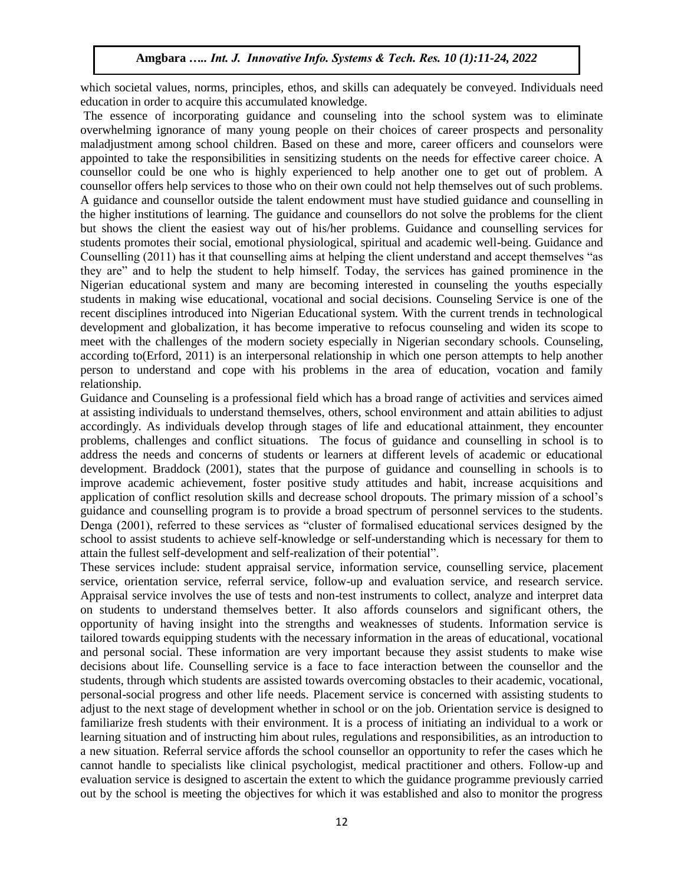which societal values, norms, principles, ethos, and skills can adequately be conveyed. Individuals need education in order to acquire this accumulated knowledge.

The essence of incorporating guidance and counseling into the school system was to eliminate overwhelming ignorance of many young people on their choices of career prospects and personality maladjustment among school children. Based on these and more, career officers and counselors were appointed to take the responsibilities in sensitizing students on the needs for effective career choice. A counsellor could be one who is highly experienced to help another one to get out of problem. A counsellor offers help services to those who on their own could not help themselves out of such problems. A guidance and counsellor outside the talent endowment must have studied guidance and counselling in the higher institutions of learning. The guidance and counsellors do not solve the problems for the client but shows the client the easiest way out of his/her problems. Guidance and counselling services for students promotes their social, emotional physiological, spiritual and academic well-being. Guidance and Counselling (2011) has it that counselling aims at helping the client understand and accept themselves "as they are" and to help the student to help himself. Today, the services has gained prominence in the Nigerian educational system and many are becoming interested in counseling the youths especially students in making wise educational, vocational and social decisions. Counseling Service is one of the recent disciplines introduced into Nigerian Educational system. With the current trends in technological development and globalization, it has become imperative to refocus counseling and widen its scope to meet with the challenges of the modern society especially in Nigerian secondary schools. Counseling, according to(Erford, 2011) is an interpersonal relationship in which one person attempts to help another person to understand and cope with his problems in the area of education, vocation and family relationship.

Guidance and Counseling is a professional field which has a broad range of activities and services aimed at assisting individuals to understand themselves, others, school environment and attain abilities to adjust accordingly. As individuals develop through stages of life and educational attainment, they encounter problems, challenges and conflict situations. The focus of guidance and counselling in school is to address the needs and concerns of students or learners at different levels of academic or educational development. Braddock (2001), states that the purpose of guidance and counselling in schools is to improve academic achievement, foster positive study attitudes and habit, increase acquisitions and application of conflict resolution skills and decrease school dropouts. The primary mission of a school's guidance and counselling program is to provide a broad spectrum of personnel services to the students. Denga (2001), referred to these services as "cluster of formalised educational services designed by the school to assist students to achieve self-knowledge or self-understanding which is necessary for them to attain the fullest self-development and self-realization of their potential".

These services include: student appraisal service, information service, counselling service, placement service, orientation service, referral service, follow-up and evaluation service, and research service. Appraisal service involves the use of tests and non-test instruments to collect, analyze and interpret data on students to understand themselves better. It also affords counselors and significant others, the opportunity of having insight into the strengths and weaknesses of students. Information service is tailored towards equipping students with the necessary information in the areas of educational, vocational and personal social. These information are very important because they assist students to make wise decisions about life. Counselling service is a face to face interaction between the counsellor and the students, through which students are assisted towards overcoming obstacles to their academic, vocational, personal-social progress and other life needs. Placement service is concerned with assisting students to adjust to the next stage of development whether in school or on the job. Orientation service is designed to familiarize fresh students with their environment. It is a process of initiating an individual to a work or learning situation and of instructing him about rules, regulations and responsibilities, as an introduction to a new situation. Referral service affords the school counsellor an opportunity to refer the cases which he cannot handle to specialists like clinical psychologist, medical practitioner and others. Follow-up and evaluation service is designed to ascertain the extent to which the guidance programme previously carried out by the school is meeting the objectives for which it was established and also to monitor the progress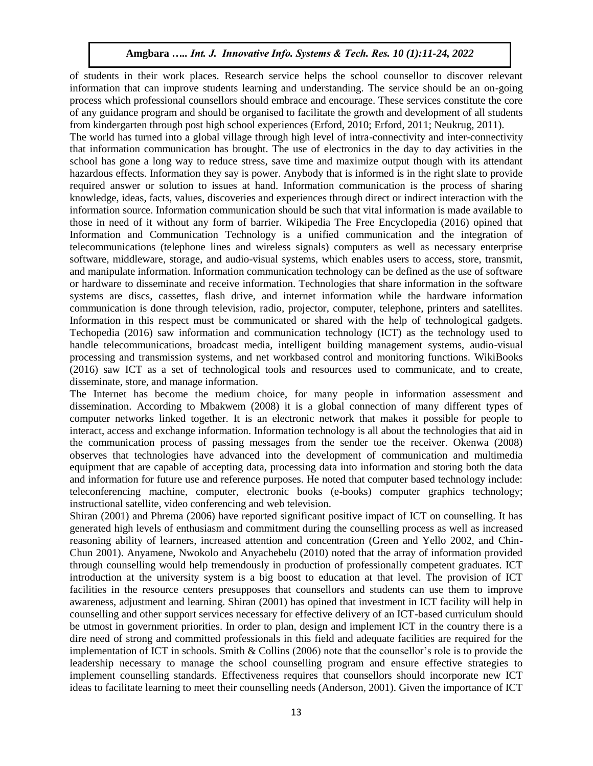of students in their work places. Research service helps the school counsellor to discover relevant information that can improve students learning and understanding. The service should be an on-going process which professional counsellors should embrace and encourage. These services constitute the core of any guidance program and should be organised to facilitate the growth and development of all students from kindergarten through post high school experiences (Erford, 2010; Erford, 2011; Neukrug, 2011).

The world has turned into a global village through high level of intra-connectivity and inter-connectivity that information communication has brought. The use of electronics in the day to day activities in the school has gone a long way to reduce stress, save time and maximize output though with its attendant hazardous effects. Information they say is power. Anybody that is informed is in the right slate to provide required answer or solution to issues at hand. Information communication is the process of sharing knowledge, ideas, facts, values, discoveries and experiences through direct or indirect interaction with the information source. Information communication should be such that vital information is made available to those in need of it without any form of barrier. Wikipedia The Free Encyclopedia (2016) opined that Information and Communication Technology is a unified communication and the integration of telecommunications (telephone lines and wireless signals) computers as well as necessary enterprise software, middleware, storage, and audio-visual systems, which enables users to access, store, transmit, and manipulate information. Information communication technology can be defined as the use of software or hardware to disseminate and receive information. Technologies that share information in the software systems are discs, cassettes, flash drive, and internet information while the hardware information communication is done through television, radio, projector, computer, telephone, printers and satellites. Information in this respect must be communicated or shared with the help of technological gadgets. Techopedia (2016) saw information and communication technology (ICT) as the technology used to handle telecommunications, broadcast media, intelligent building management systems, audio-visual processing and transmission systems, and net workbased control and monitoring functions. WikiBooks (2016) saw ICT as a set of technological tools and resources used to communicate, and to create, disseminate, store, and manage information.

The Internet has become the medium choice, for many people in information assessment and dissemination. According to Mbakwem (2008) it is a global connection of many different types of computer networks linked together. It is an electronic network that makes it possible for people to interact, access and exchange information. Information technology is all about the technologies that aid in the communication process of passing messages from the sender toe the receiver. Okenwa (2008) observes that technologies have advanced into the development of communication and multimedia equipment that are capable of accepting data, processing data into information and storing both the data and information for future use and reference purposes. He noted that computer based technology include: teleconferencing machine, computer, electronic books (e-books) computer graphics technology; instructional satellite, video conferencing and web television.

Shiran (2001) and Phrema (2006) have reported significant positive impact of ICT on counselling. It has generated high levels of enthusiasm and commitment during the counselling process as well as increased reasoning ability of learners, increased attention and concentration (Green and Yello 2002, and Chin-Chun 2001). Anyamene, Nwokolo and Anyachebelu (2010) noted that the array of information provided through counselling would help tremendously in production of professionally competent graduates. ICT introduction at the university system is a big boost to education at that level. The provision of ICT facilities in the resource centers presupposes that counsellors and students can use them to improve awareness, adjustment and learning. Shiran (2001) has opined that investment in ICT facility will help in counselling and other support services necessary for effective delivery of an ICT-based curriculum should be utmost in government priorities. In order to plan, design and implement ICT in the country there is a dire need of strong and committed professionals in this field and adequate facilities are required for the implementation of ICT in schools. Smith & Collins (2006) note that the counsellor's role is to provide the leadership necessary to manage the school counselling program and ensure effective strategies to implement counselling standards. Effectiveness requires that counsellors should incorporate new ICT ideas to facilitate learning to meet their counselling needs (Anderson, 2001). Given the importance of ICT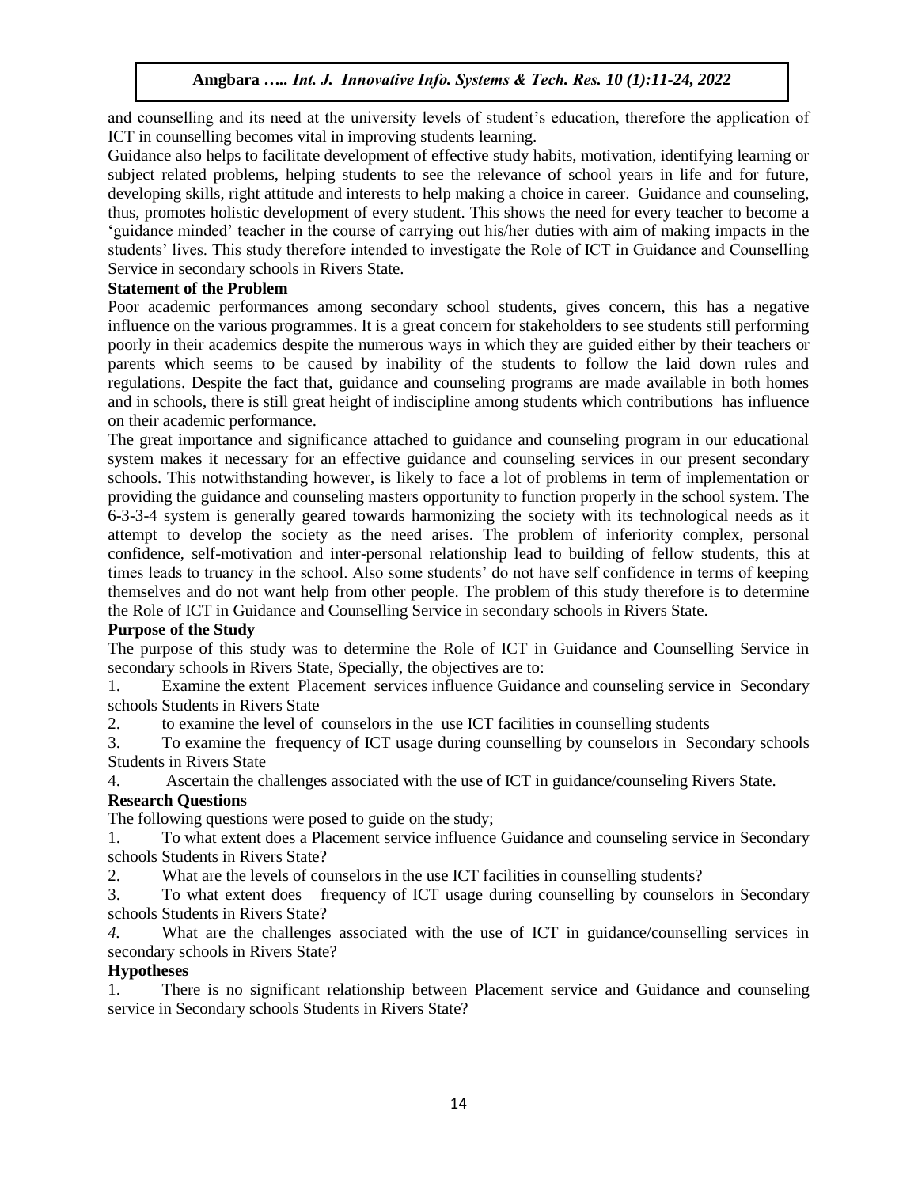and counselling and its need at the university levels of student's education, therefore the application of ICT in counselling becomes vital in improving students learning.

Guidance also helps to facilitate development of effective study habits, motivation, identifying learning or subject related problems, helping students to see the relevance of school years in life and for future, developing skills, right attitude and interests to help making a choice in career. Guidance and counseling, thus, promotes holistic development of every student. This shows the need for every teacher to become a 'guidance minded' teacher in the course of carrying out his/her duties with aim of making impacts in the students' lives. This study therefore intended to investigate the Role of ICT in Guidance and Counselling Service in secondary schools in Rivers State.

**Statement of the Problem**

Poor academic performances among secondary school students, gives concern, this has a negative influence on the various programmes. It is a great concern for stakeholders to see students still performing poorly in their academics despite the numerous ways in which they are guided either by their teachers or parents which seems to be caused by inability of the students to follow the laid down rules and regulations. Despite the fact that, guidance and counseling programs are made available in both homes and in schools, there is still great height of indiscipline among students which contributions has influence on their academic performance.

The great importance and significance attached to guidance and counseling program in our educational system makes it necessary for an effective guidance and counseling services in our present secondary schools. This notwithstanding however, is likely to face a lot of problems in term of implementation or providing the guidance and counseling masters opportunity to function properly in the school system. The 6-3-3-4 system is generally geared towards harmonizing the society with its technological needs as it attempt to develop the society as the need arises. The problem of inferiority complex, personal confidence, self-motivation and inter-personal relationship lead to building of fellow students, this at times leads to truancy in the school. Also some students' do not have self confidence in terms of keeping themselves and do not want help from other people. The problem of this study therefore is to determine the Role of ICT in Guidance and Counselling Service in secondary schools in Rivers State.

**Purpose of the Study**

The purpose of this study was to determine the Role of ICT in Guidance and Counselling Service in secondary schools in Rivers State, Specially, the objectives are to:

1. Examine the extent Placement services influence Guidance and counseling service in Secondary schools Students in Rivers State
2. to examine the level of counselors in the use ICT facilities in counselling students
3. To examine the frequency of ICT usage during counselling by counselors in Secondary schools Students in Rivers State
4. Ascertain the challenges associated with the use of ICT in guidance/counseling Rivers State.

**Research Questions**

The following questions were posed to guide on the study;

1. To what extent does a Placement service influence Guidance and counseling service in Secondary schools Students in Rivers State?
2. What are the levels of counselors in the use ICT facilities in counselling students?
3. To what extent does frequency of ICT usage during counselling by counselors in Secondary schools Students in Rivers State?
4. What are the challenges associated with the use of ICT in guidance/counselling services in secondary schools in Rivers State?

**Hypotheses**

1. There is no significant relationship between Placement service and Guidance and counseling service in Secondary schools Students in Rivers State?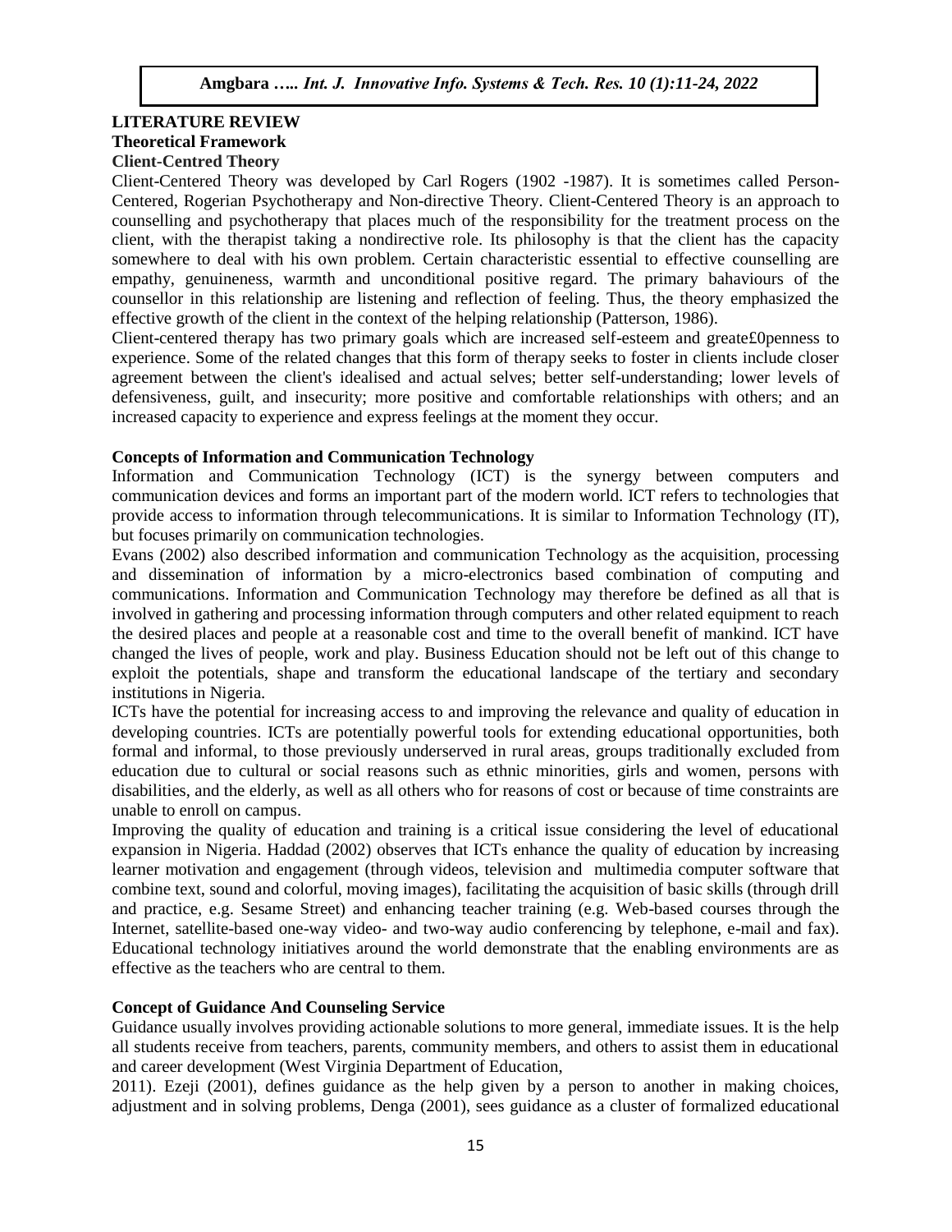## LITERATURE REVIEW

### Theoretical Framework

#### Client-Centred Theory

Client-Centered Theory was developed by Carl Rogers (1902 -1987). It is sometimes called Person-Centered, Rogerian Psychotherapy and Non-directive Theory. Client-Centered Theory is an approach to counselling and psychotherapy that places much of the responsibility for the treatment process on the client, with the therapist taking a nondirective role. Its philosophy is that the client has the capacity somewhere to deal with his own problem. Certain characteristic essential to effective counselling are empathy, genuineness, warmth and unconditional positive regard. The primary bahaviours of the counsellor in this relationship are listening and reflection of feeling. Thus, the theory emphasized the effective growth of the client in the context of the helping relationship (Patterson, 1986).

Client-centered therapy has two primary goals which are increased self-esteem and greate£0penness to experience. Some of the related changes that this form of therapy seeks to foster in clients include closer agreement between the client's idealised and actual selves; better self-understanding; lower levels of defensiveness, guilt, and insecurity; more positive and comfortable relationships with others; and an increased capacity to experience and express feelings at the moment they occur.

### Concepts of Information and Communication Technology

Information and Communication Technology (ICT) is the synergy between computers and communication devices and forms an important part of the modern world. ICT refers to technologies that provide access to information through telecommunications. It is similar to Information Technology (IT), but focuses primarily on communication technologies.

Evans (2002) also described information and communication Technology as the acquisition, processing and dissemination of information by a micro-electronics based combination of computing and communications. Information and Communication Technology may therefore be defined as all that is involved in gathering and processing information through computers and other related equipment to reach the desired places and people at a reasonable cost and time to the overall benefit of mankind. ICT have changed the lives of people, work and play. Business Education should not be left out of this change to exploit the potentials, shape and transform the educational landscape of the tertiary and secondary institutions in Nigeria.

ICTs have the potential for increasing access to and improving the relevance and quality of education in developing countries. ICTs are potentially powerful tools for extending educational opportunities, both formal and informal, to those previously underserved in rural areas, groups traditionally excluded from education due to cultural or social reasons such as ethnic minorities, girls and women, persons with disabilities, and the elderly, as well as all others who for reasons of cost or because of time constraints are unable to enroll on campus.

Improving the quality of education and training is a critical issue considering the level of educational expansion in Nigeria. Haddad (2002) observes that ICTs enhance the quality of education by increasing learner motivation and engagement (through videos, television and multimedia computer software that combine text, sound and colorful, moving images), facilitating the acquisition of basic skills (through drill and practice, e.g. Sesame Street) and enhancing teacher training (e.g. Web-based courses through the Internet, satellite-based one-way video- and two-way audio conferencing by telephone, e-mail and fax). Educational technology initiatives around the world demonstrate that the enabling environments are as effective as the teachers who are central to them.

### Concept of Guidance And Counseling Service

Guidance usually involves providing actionable solutions to more general, immediate issues. It is the help all students receive from teachers, parents, community members, and others to assist them in educational and career development (West Virginia Department of Education, 2011). Ezeji (2001), defines guidance as the help given by a person to another in making choices, adjustment and in solving problems, Denga (2001), sees guidance as a cluster of formalized educational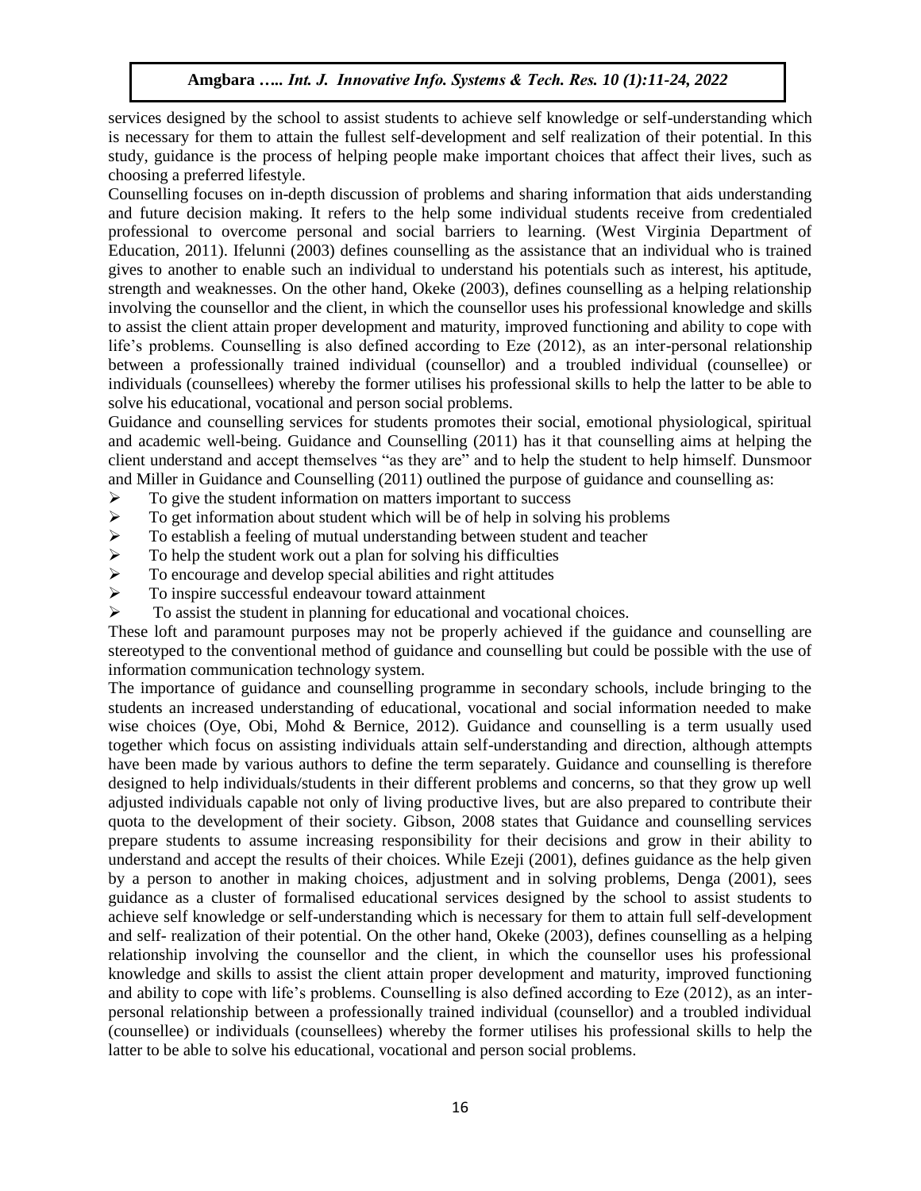services designed by the school to assist students to achieve self knowledge or self-understanding which is necessary for them to attain the fullest self-development and self realization of their potential. In this study, guidance is the process of helping people make important choices that affect their lives, such as choosing a preferred lifestyle.

Counselling focuses on in-depth discussion of problems and sharing information that aids understanding and future decision making. It refers to the help some individual students receive from credentialed professional to overcome personal and social barriers to learning. (West Virginia Department of Education, 2011). Ifelunni (2003) defines counselling as the assistance that an individual who is trained gives to another to enable such an individual to understand his potentials such as interest, his aptitude, strength and weaknesses. On the other hand, Okeke (2003), defines counselling as a helping relationship involving the counsellor and the client, in which the counsellor uses his professional knowledge and skills to assist the client attain proper development and maturity, improved functioning and ability to cope with life's problems. Counselling is also defined according to Eze (2012), as an inter-personal relationship between a professionally trained individual (counsellor) and a troubled individual (counsellee) or individuals (counsellees) whereby the former utilises his professional skills to help the latter to be able to solve his educational, vocational and person social problems.

Guidance and counselling services for students promotes their social, emotional physiological, spiritual and academic well-being. Guidance and Counselling (2011) has it that counselling aims at helping the client understand and accept themselves "as they are" and to help the student to help himself. Dunsmoor and Miller in Guidance and Counselling (2011) outlined the purpose of guidance and counselling as:

- To give the student information on matters important to success
- To get information about student which will be of help in solving his problems
- To establish a feeling of mutual understanding between student and teacher
- To help the student work out a plan for solving his difficulties
- To encourage and develop special abilities and right attitudes
- To inspire successful endeavour toward attainment
- To assist the student in planning for educational and vocational choices.

These loft and paramount purposes may not be properly achieved if the guidance and counselling are stereotyped to the conventional method of guidance and counselling but could be possible with the use of information communication technology system.

The importance of guidance and counselling programme in secondary schools, include bringing to the students an increased understanding of educational, vocational and social information needed to make wise choices (Oye, Obi, Mohd & Bernice, 2012). Guidance and counselling is a term usually used together which focus on assisting individuals attain self-understanding and direction, although attempts have been made by various authors to define the term separately. Guidance and counselling is therefore designed to help individuals/students in their different problems and concerns, so that they grow up well adjusted individuals capable not only of living productive lives, but are also prepared to contribute their quota to the development of their society. Gibson, 2008 states that Guidance and counselling services prepare students to assume increasing responsibility for their decisions and grow in their ability to understand and accept the results of their choices. While Ezeji (2001), defines guidance as the help given by a person to another in making choices, adjustment and in solving problems, Denga (2001), sees guidance as a cluster of formalised educational services designed by the school to assist students to achieve self knowledge or self-understanding which is necessary for them to attain full self-development and self- realization of their potential. On the other hand, Okeke (2003), defines counselling as a helping relationship involving the counsellor and the client, in which the counsellor uses his professional knowledge and skills to assist the client attain proper development and maturity, improved functioning and ability to cope with life's problems. Counselling is also defined according to Eze (2012), as an inter-personal relationship between a professionally trained individual (counsellor) and a troubled individual (counsellee) or individuals (counsellees) whereby the former utilises his professional skills to help the latter to be able to solve his educational, vocational and person social problems.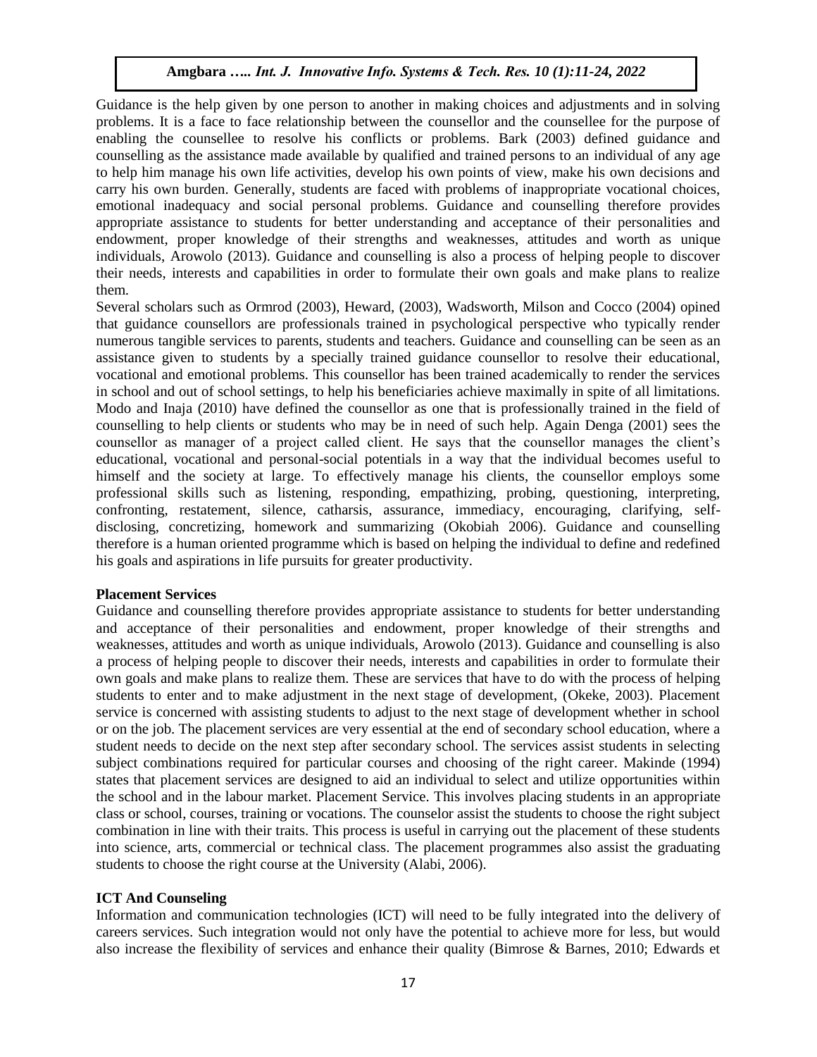Guidance is the help given by one person to another in making choices and adjustments and in solving problems. It is a face to face relationship between the counsellor and the counsellee for the purpose of enabling the counsellee to resolve his conflicts or problems. Bark (2003) defined guidance and counselling as the assistance made available by qualified and trained persons to an individual of any age to help him manage his own life activities, develop his own points of view, make his own decisions and carry his own burden. Generally, students are faced with problems of inappropriate vocational choices, emotional inadequacy and social personal problems. Guidance and counselling therefore provides appropriate assistance to students for better understanding and acceptance of their personalities and endowment, proper knowledge of their strengths and weaknesses, attitudes and worth as unique individuals, Arowolo (2013). Guidance and counselling is also a process of helping people to discover their needs, interests and capabilities in order to formulate their own goals and make plans to realize them.

Several scholars such as Ormrod (2003), Heward, (2003), Wadsworth, Milson and Cocco (2004) opined that guidance counsellors are professionals trained in psychological perspective who typically render numerous tangible services to parents, students and teachers. Guidance and counselling can be seen as an assistance given to students by a specially trained guidance counsellor to resolve their educational, vocational and emotional problems. This counsellor has been trained academically to render the services in school and out of school settings, to help his beneficiaries achieve maximally in spite of all limitations. Modo and Inaja (2010) have defined the counsellor as one that is professionally trained in the field of counselling to help clients or students who may be in need of such help. Again Denga (2001) sees the counsellor as manager of a project called client. He says that the counsellor manages the client's educational, vocational and personal-social potentials in a way that the individual becomes useful to himself and the society at large. To effectively manage his clients, the counsellor employs some professional skills such as listening, responding, empathizing, probing, questioning, interpreting, confronting, restatement, silence, catharsis, assurance, immediacy, encouraging, clarifying, self-disclosing, concretizing, homework and summarizing (Okobiah 2006). Guidance and counselling therefore is a human oriented programme which is based on helping the individual to define and redefined his goals and aspirations in life pursuits for greater productivity.

**Placement Services**

Guidance and counselling therefore provides appropriate assistance to students for better understanding and acceptance of their personalities and endowment, proper knowledge of their strengths and weaknesses, attitudes and worth as unique individuals, Arowolo (2013). Guidance and counselling is also a process of helping people to discover their needs, interests and capabilities in order to formulate their own goals and make plans to realize them. These are services that have to do with the process of helping students to enter and to make adjustment in the next stage of development, (Okeke, 2003). Placement service is concerned with assisting students to adjust to the next stage of development whether in school or on the job. The placement services are very essential at the end of secondary school education, where a student needs to decide on the next step after secondary school. The services assist students in selecting subject combinations required for particular courses and choosing of the right career. Makinde (1994) states that placement services are designed to aid an individual to select and utilize opportunities within the school and in the labour market. Placement Service. This involves placing students in an appropriate class or school, courses, training or vocations. The counselor assist the students to choose the right subject combination in line with their traits. This process is useful in carrying out the placement of these students into science, arts, commercial or technical class. The placement programmes also assist the graduating students to choose the right course at the University (Alabi, 2006).

**ICT And Counseling**

Information and communication technologies (ICT) will need to be fully integrated into the delivery of careers services. Such integration would not only have the potential to achieve more for less, but would also increase the flexibility of services and enhance their quality (Bimrose & Barnes, 2010; Edwards et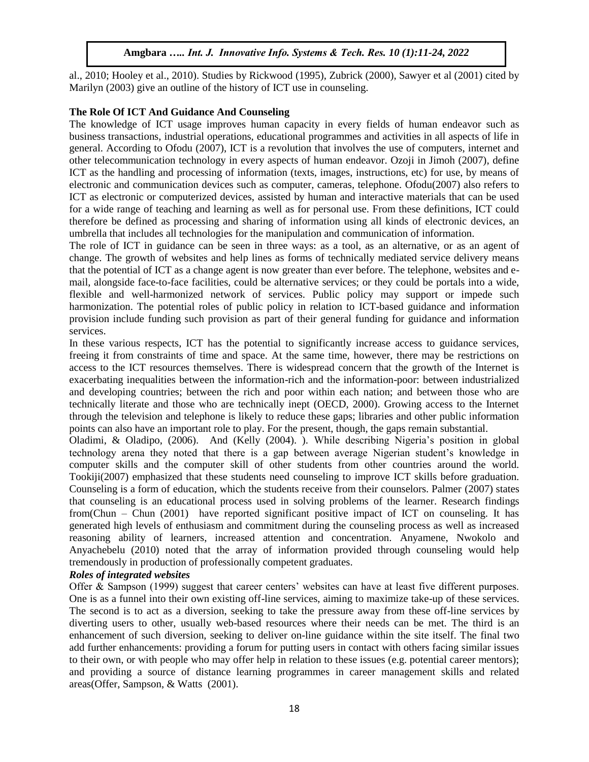al., 2010; Hooley et al., 2010). Studies by Rickwood (1995), Zubrick (2000), Sawyer et al (2001) cited by Marilyn (2003) give an outline of the history of ICT use in counseling.

**The Role Of ICT And Guidance And Counseling**

The knowledge of ICT usage improves human capacity in every fields of human endeavor such as business transactions, industrial operations, educational programmes and activities in all aspects of life in general. According to Ofodu (2007), ICT is a revolution that involves the use of computers, internet and other telecommunication technology in every aspects of human endeavor. Ozoji in Jimoh (2007), define ICT as the handling and processing of information (texts, images, instructions, etc) for use, by means of electronic and communication devices such as computer, cameras, telephone. Ofodu(2007) also refers to ICT as electronic or computerized devices, assisted by human and interactive materials that can be used for a wide range of teaching and learning as well as for personal use. From these definitions, ICT could therefore be defined as processing and sharing of information using all kinds of electronic devices, an umbrella that includes all technologies for the manipulation and communication of information.

The role of ICT in guidance can be seen in three ways: as a tool, as an alternative, or as an agent of change. The growth of websites and help lines as forms of technically mediated service delivery means that the potential of ICT as a change agent is now greater than ever before. The telephone, websites and e-mail, alongside face-to-face facilities, could be alternative services; or they could be portals into a wide, flexible and well-harmonized network of services. Public policy may support or impede such harmonization. The potential roles of public policy in relation to ICT-based guidance and information provision include funding such provision as part of their general funding for guidance and information services.

In these various respects, ICT has the potential to significantly increase access to guidance services, freeing it from constraints of time and space. At the same time, however, there may be restrictions on access to the ICT resources themselves. There is widespread concern that the growth of the Internet is exacerbating inequalities between the information-rich and the information-poor: between industrialized and developing countries; between the rich and poor within each nation; and between those who are technically literate and those who are technically inept (OECD, 2000). Growing access to the Internet through the television and telephone is likely to reduce these gaps; libraries and other public information points can also have an important role to play. For the present, though, the gaps remain substantial.

Oladimi, & Oladipo, (2006). And (Kelly (2004). ). While describing Nigeria's position in global technology arena they noted that there is a gap between average Nigerian student's knowledge in computer skills and the computer skill of other students from other countries around the world. Tookiji(2007) emphasized that these students need counseling to improve ICT skills before graduation. Counseling is a form of education, which the students receive from their counselors. Palmer (2007) states that counseling is an educational process used in solving problems of the learner. Research findings from(Chun – Chun (2001) have reported significant positive impact of ICT on counseling. It has generated high levels of enthusiasm and commitment during the counseling process as well as increased reasoning ability of learners, increased attention and concentration. Anyamene, Nwokolo and Anyachebelu (2010) noted that the array of information provided through counseling would help tremendously in production of professionally competent graduates.

***Roles of integrated websites***

Offer & Sampson (1999) suggest that career centers' websites can have at least five different purposes. One is as a funnel into their own existing off-line services, aiming to maximize take-up of these services. The second is to act as a diversion, seeking to take the pressure away from these off-line services by diverting users to other, usually web-based resources where their needs can be met. The third is an enhancement of such diversion, seeking to deliver on-line guidance within the site itself. The final two add further enhancements: providing a forum for putting users in contact with others facing similar issues to their own, or with people who may offer help in relation to these issues (e.g. potential career mentors); and providing a source of distance learning programmes in career management skills and related areas(Offer, Sampson, & Watts (2001).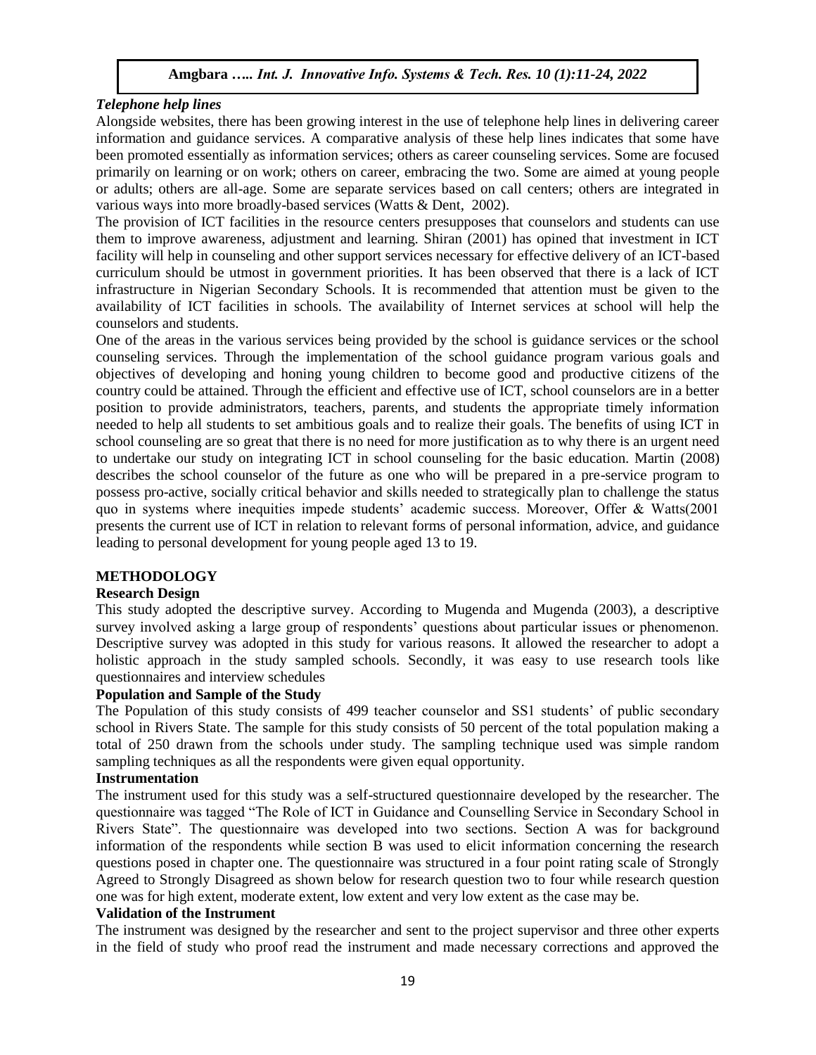### *Telephone help lines*

Alongside websites, there has been growing interest in the use of telephone help lines in delivering career information and guidance services. A comparative analysis of these help lines indicates that some have been promoted essentially as information services; others as career counseling services. Some are focused primarily on learning or on work; others on career, embracing the two. Some are aimed at young people or adults; others are all-age. Some are separate services based on call centers; others are integrated in various ways into more broadly-based services (Watts & Dent, 2002).

The provision of ICT facilities in the resource centers presupposes that counselors and students can use them to improve awareness, adjustment and learning. Shiran (2001) has opined that investment in ICT facility will help in counseling and other support services necessary for effective delivery of an ICT-based curriculum should be utmost in government priorities. It has been observed that there is a lack of ICT infrastructure in Nigerian Secondary Schools. It is recommended that attention must be given to the availability of ICT facilities in schools. The availability of Internet services at school will help the counselors and students.

One of the areas in the various services being provided by the school is guidance services or the school counseling services. Through the implementation of the school guidance program various goals and objectives of developing and honing young children to become good and productive citizens of the country could be attained. Through the efficient and effective use of ICT, school counselors are in a better position to provide administrators, teachers, parents, and students the appropriate timely information needed to help all students to set ambitious goals and to realize their goals. The benefits of using ICT in school counseling are so great that there is no need for more justification as to why there is an urgent need to undertake our study on integrating ICT in school counseling for the basic education. Martin (2008) describes the school counselor of the future as one who will be prepared in a pre-service program to possess pro-active, socially critical behavior and skills needed to strategically plan to challenge the status quo in systems where inequities impede students' academic success. Moreover, Offer & Watts(2001 presents the current use of ICT in relation to relevant forms of personal information, advice, and guidance leading to personal development for young people aged 13 to 19.

## METHODOLOGY

### Research Design

This study adopted the descriptive survey. According to Mugenda and Mugenda (2003), a descriptive survey involved asking a large group of respondents' questions about particular issues or phenomenon. Descriptive survey was adopted in this study for various reasons. It allowed the researcher to adopt a holistic approach in the study sampled schools. Secondly, it was easy to use research tools like questionnaires and interview schedules

### Population and Sample of the Study

The Population of this study consists of 499 teacher counselor and SS1 students' of public secondary school in Rivers State. The sample for this study consists of 50 percent of the total population making a total of 250 drawn from the schools under study. The sampling technique used was simple random sampling techniques as all the respondents were given equal opportunity.

### Instrumentation

The instrument used for this study was a self-structured questionnaire developed by the researcher. The questionnaire was tagged "The Role of ICT in Guidance and Counselling Service in Secondary School in Rivers State". The questionnaire was developed into two sections. Section A was for background information of the respondents while section B was used to elicit information concerning the research questions posed in chapter one. The questionnaire was structured in a four point rating scale of Strongly Agreed to Strongly Disagreed as shown below for research question two to four while research question one was for high extent, moderate extent, low extent and very low extent as the case may be.

### Validation of the Instrument

The instrument was designed by the researcher and sent to the project supervisor and three other experts in the field of study who proof read the instrument and made necessary corrections and approved the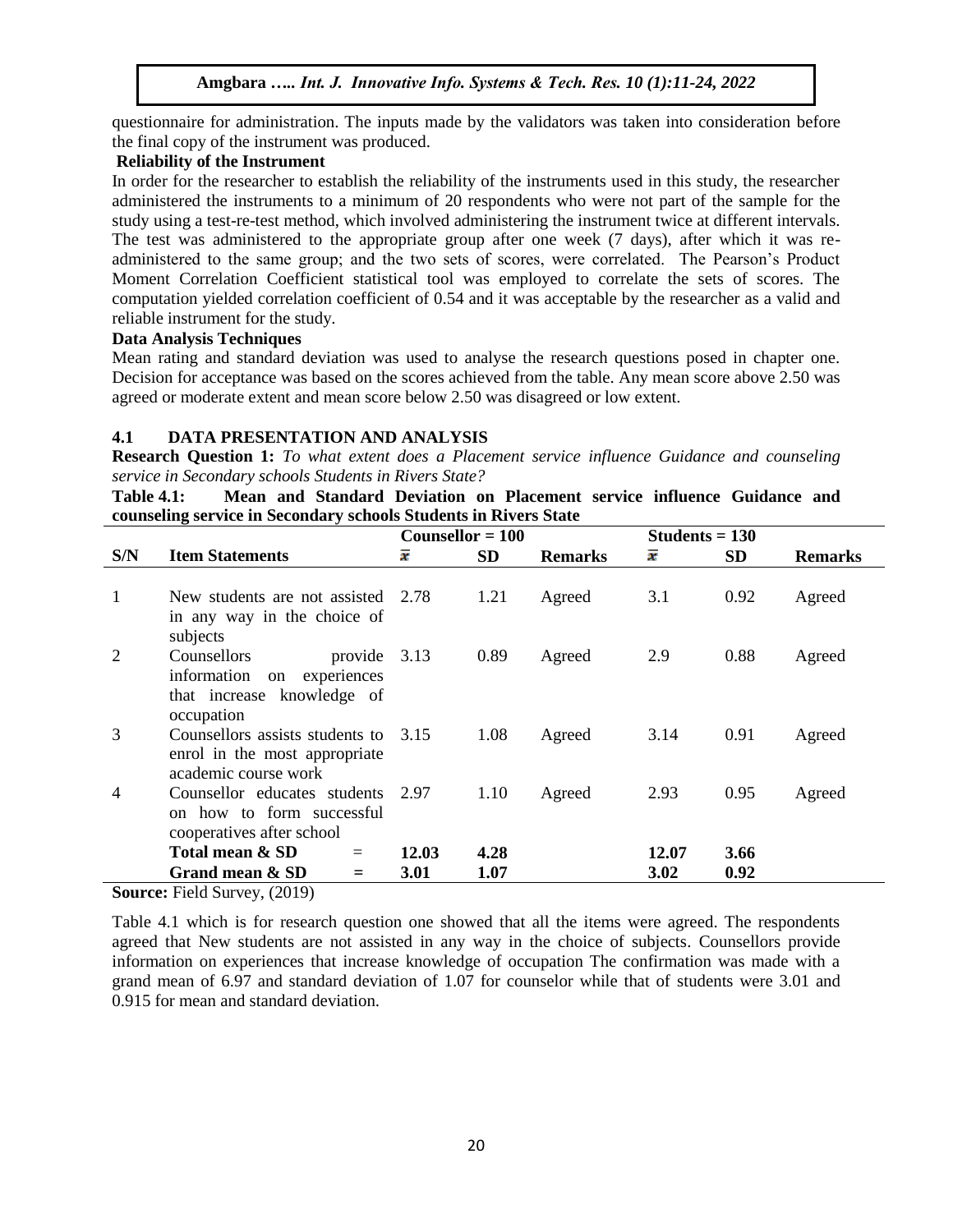questionnaire for administration. The inputs made by the validators was taken into consideration before the final copy of the instrument was produced.

**Reliability of the Instrument**

In order for the researcher to establish the reliability of the instruments used in this study, the researcher administered the instruments to a minimum of 20 respondents who were not part of the sample for the study using a test-re-test method, which involved administering the instrument twice at different intervals. The test was administered to the appropriate group after one week (7 days), after which it was re-administered to the same group; and the two sets of scores, were correlated. The Pearson's Product Moment Correlation Coefficient statistical tool was employed to correlate the sets of scores. The computation yielded correlation coefficient of 0.54 and it was acceptable by the researcher as a valid and reliable instrument for the study.

**Data Analysis Techniques**

Mean rating and standard deviation was used to analyse the research questions posed in chapter one. Decision for acceptance was based on the scores achieved from the table. Any mean score above 2.50 was agreed or moderate extent and mean score below 2.50 was disagreed or low extent.

## 4.1 DATA PRESENTATION AND ANALYSIS

**Research Question 1:** *To what extent does a Placement service influence Guidance and counseling service in Secondary schools Students in Rivers State?*

**Table 4.1: Mean and Standard Deviation on Placement service influence Guidance and counseling service in Secondary schools Students in Rivers State**

| | | Counsellor = 100 | | | Students = 130 | | |
|---|---|---|---|---|---|---|---|
| **S/N** | **Item Statements** | $\bar{x}$ | **SD** | **Remarks** | $\bar{x}$ | **SD** | **Remarks** |
| 1 | New students are not assisted in any way in the choice of subjects | 2.78 | 1.21 | Agreed | 3.1 | 0.92 | Agreed |
| 2 | Counsellors provide information on experiences that increase knowledge of occupation | 3.13 | 0.89 | Agreed | 2.9 | 0.88 | Agreed |
| 3 | Counsellors assists students to enrol in the most appropriate academic course work | 3.15 | 1.08 | Agreed | 3.14 | 0.91 | Agreed |
| 4 | Counsellor educates students on how to form successful cooperatives after school | 2.97 | 1.10 | Agreed | 2.93 | 0.95 | Agreed |
| | **Total mean & SD =** | **12.03** | **4.28** | | **12.07** | **3.66** | |
| | **Grand mean & SD =** | **3.01** | **1.07** | | **3.02** | **0.92** | |

**Source:** Field Survey, (2019)

Table 4.1 which is for research question one showed that all the items were agreed. The respondents agreed that New students are not assisted in any way in the choice of subjects. Counsellors provide information on experiences that increase knowledge of occupation The confirmation was made with a grand mean of 6.97 and standard deviation of 1.07 for counselor while that of students were 3.01 and 0.915 for mean and standard deviation.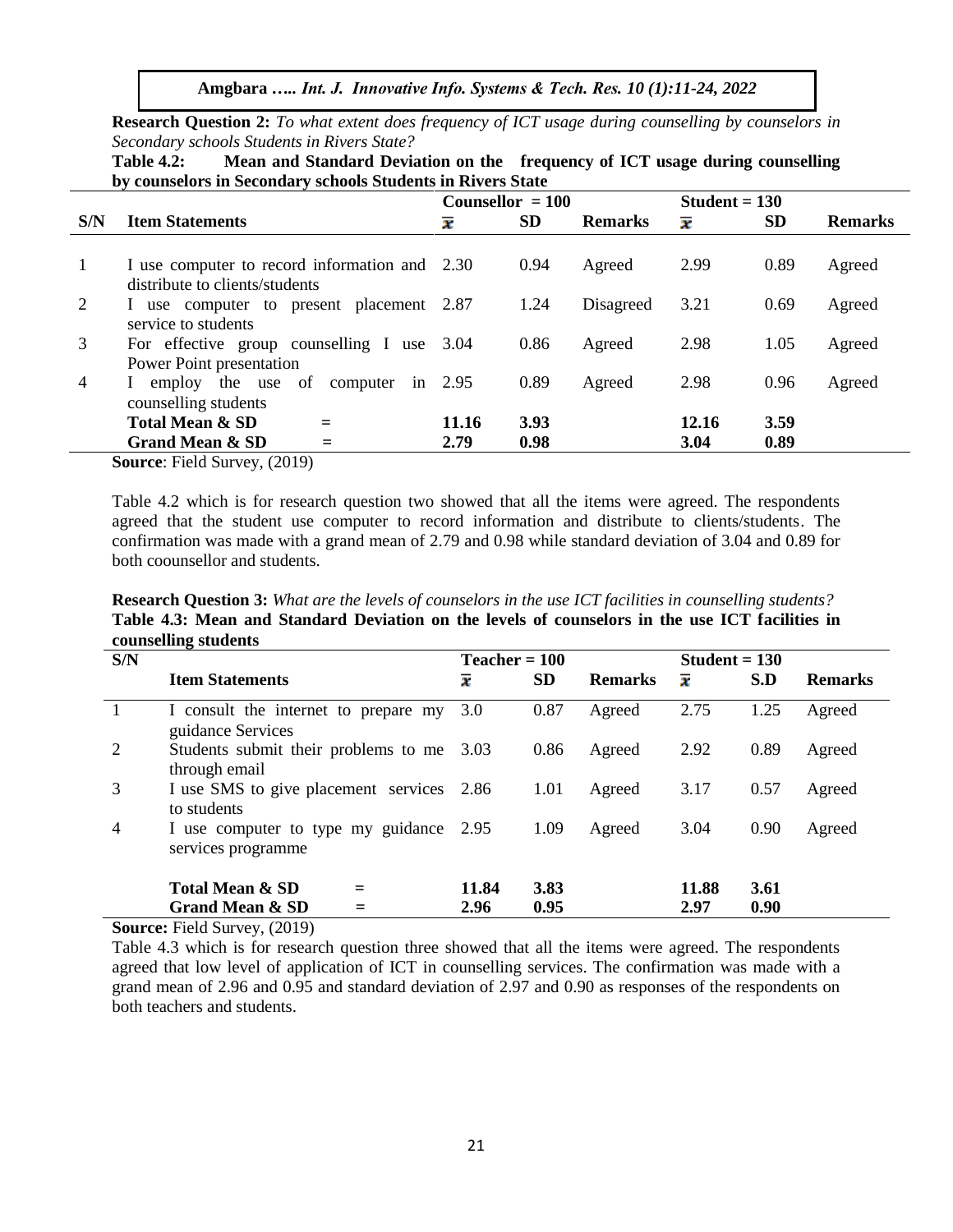**Research Question 2:** *To what extent does frequency of ICT usage during counselling by counselors in Secondary schools Students in Rivers State?*

**Table 4.2: Mean and Standard Deviation on the frequency of ICT usage during counselling by counselors in Secondary schools Students in Rivers State**

| | | Counsellor = 100 | | | Student = 130 | | |
|---|---|---|---|---|---|---|---|
| **S/N** | **Item Statements** | $\bar{x}$ | **SD** | **Remarks** | $\bar{x}$ | **SD** | **Remarks** |
| 1 | I use computer to record information and distribute to clients/students | 2.30 | 0.94 | Agreed | 2.99 | 0.89 | Agreed |
| 2 | I use computer to present placement service to students | 2.87 | 1.24 | Disagreed | 3.21 | 0.69 | Agreed |
| 3 | For effective group counselling I use Power Point presentation | 3.04 | 0.86 | Agreed | 2.98 | 1.05 | Agreed |
| 4 | I employ the use of computer in counselling students | 2.95 | 0.89 | Agreed | 2.98 | 0.96 | Agreed |
| | **Total Mean & SD =** | **11.16** | **3.93** | | **12.16** | **3.59** | |
| | **Grand Mean & SD =** | **2.79** | **0.98** | | **3.04** | **0.89** | |

**Source**: Field Survey, (2019)

Table 4.2 which is for research question two showed that all the items were agreed. The respondents agreed that the student use computer to record information and distribute to clients/students. The confirmation was made with a grand mean of 2.79 and 0.98 while standard deviation of 3.04 and 0.89 for both coounsellor and students.

**Research Question 3:** *What are the levels of counselors in the use ICT facilities in counselling students?*

**Table 4.3: Mean and Standard Deviation on the levels of counselors in the use ICT facilities in counselling students**

| S/N | | Teacher = 100 | | | Student = 130 | | |
|---|---|---|---|---|---|---|---|
| | **Item Statements** | $\bar{x}$ | **SD** | **Remarks** | $\bar{x}$ | **S.D** | **Remarks** |
| 1 | I consult the internet to prepare my guidance Services | 3.0 | 0.87 | Agreed | 2.75 | 1.25 | Agreed |
| 2 | Students submit their problems to me through email | 3.03 | 0.86 | Agreed | 2.92 | 0.89 | Agreed |
| 3 | I use SMS to give placement services to students | 2.86 | 1.01 | Agreed | 3.17 | 0.57 | Agreed |
| 4 | I use computer to type my guidance services programme | 2.95 | 1.09 | Agreed | 3.04 | 0.90 | Agreed |
| | **Total Mean & SD =** | **11.84** | **3.83** | | **11.88** | **3.61** | |
| | **Grand Mean & SD =** | **2.96** | **0.95** | | **2.97** | **0.90** | |

**Source:** Field Survey, (2019)

Table 4.3 which is for research question three showed that all the items were agreed. The respondents agreed that low level of application of ICT in counselling services. The confirmation was made with a grand mean of 2.96 and 0.95 and standard deviation of 2.97 and 0.90 as responses of the respondents on both teachers and students.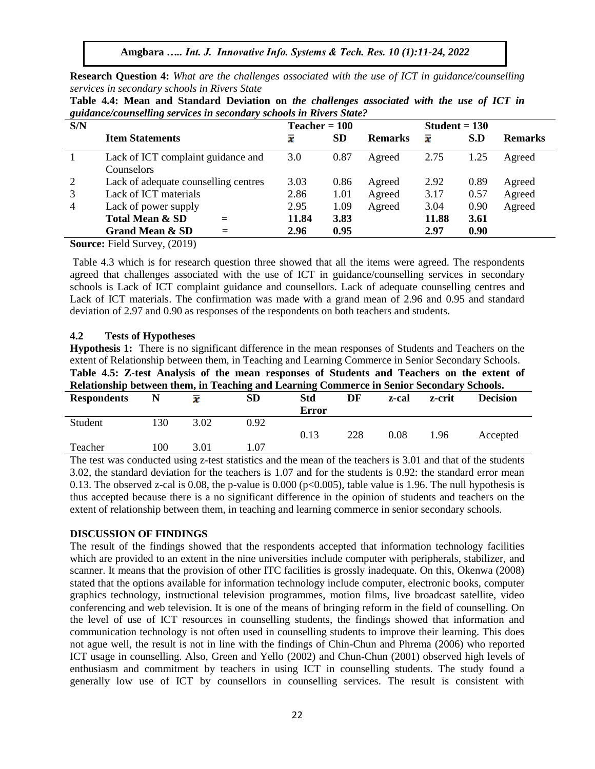**Research Question 4:** *What are the challenges associated with the use of ICT in guidance/counselling services in secondary schools in Rivers State*

**Table 4.4: Mean and Standard Deviation on *the challenges associated with the use of ICT in guidance/counselling services in secondary schools in Rivers State?***

| S/N | | Teacher = 100 | | | Student = 130 | | |
|---|---|---|---|---|---|---|---|
| | **Item Statements** | $\bar{x}$ | **SD** | **Remarks** | $\bar{x}$ | **S.D** | **Remarks** |
| 1 | Lack of ICT complaint guidance and Counselors | 3.0 | 0.87 | Agreed | 2.75 | 1.25 | Agreed |
| 2 | Lack of adequate counselling centres | 3.03 | 0.86 | Agreed | 2.92 | 0.89 | Agreed |
| 3 | Lack of ICT materials | 2.86 | 1.01 | Agreed | 3.17 | 0.57 | Agreed |
| 4 | Lack of power supply | 2.95 | 1.09 | Agreed | 3.04 | 0.90 | Agreed |
| | **Total Mean & SD =** | **11.84** | **3.83** | | **11.88** | **3.61** | |
| | **Grand Mean & SD =** | **2.96** | **0.95** | | **2.97** | **0.90** | |

**Source:** Field Survey, (2019)

Table 4.3 which is for research question three showed that all the items were agreed. The respondents agreed that challenges associated with the use of ICT in guidance/counselling services in secondary schools is Lack of ICT complaint guidance and counsellors. Lack of adequate counselling centres and Lack of ICT materials. The confirmation was made with a grand mean of 2.96 and 0.95 and standard deviation of 2.97 and 0.90 as responses of the respondents on both teachers and students.

## 4.2 Tests of Hypotheses

**Hypothesis 1:** There is no significant difference in the mean responses of Students and Teachers on the extent of Relationship between them, in Teaching and Learning Commerce in Senior Secondary Schools.

**Table 4.5: Z-test Analysis of the mean responses of Students and Teachers on the extent of Relationship between them, in Teaching and Learning Commerce in Senior Secondary Schools.**

| Respondents | N | $\bar{x}$ | SD | Std Error | DF | z-cal | z-crit | Decision |
|---|---|---|---|---|---|---|---|---|
| Student | 130 | 3.02 | 0.92 | 0.13 | 228 | 0.08 | 1.96 | Accepted |
| Teacher | 100 | 3.01 | 1.07 | | | | | |

The test was conducted using z-test statistics and the mean of the teachers is 3.01 and that of the students 3.02, the standard deviation for the teachers is 1.07 and for the students is 0.92: the standard error mean 0.13. The observed z-cal is 0.08, the p-value is 0.000 ($p<0.005$), table value is 1.96. The null hypothesis is thus accepted because there is a no significant difference in the opinion of students and teachers on the extent of relationship between them, in teaching and learning commerce in senior secondary schools.

## DISCUSSION OF FINDINGS

The result of the findings showed that the respondents accepted that information technology facilities which are provided to an extent in the nine universities include computer with peripherals, stabilizer, and scanner. It means that the provision of other ITC facilities is grossly inadequate. On this, Okenwa (2008) stated that the options available for information technology include computer, electronic books, computer graphics technology, instructional television programmes, motion films, live broadcast satellite, video conferencing and web television. It is one of the means of bringing reform in the field of counselling. On the level of use of ICT resources in counselling students, the findings showed that information and communication technology is not often used in counselling students to improve their learning. This does not ague well, the result is not in line with the findings of Chin-Chun and Phrema (2006) who reported ICT usage in counselling. Also, Green and Yello (2002) and Chun-Chun (2001) observed high levels of enthusiasm and commitment by teachers in using ICT in counselling students. The study found a generally low use of ICT by counsellors in counselling services. The result is consistent with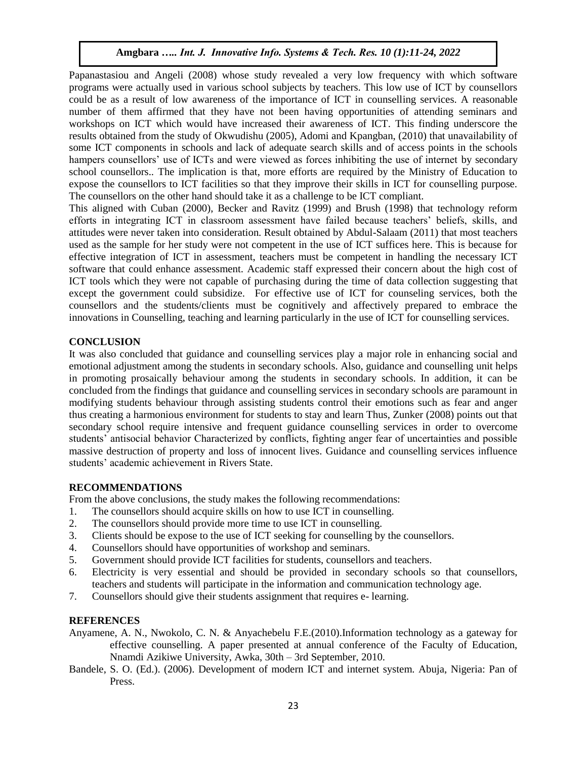Papanastasiou and Angeli (2008) whose study revealed a very low frequency with which software programs were actually used in various school subjects by teachers. This low use of ICT by counsellors could be as a result of low awareness of the importance of ICT in counselling services. A reasonable number of them affirmed that they have not been having opportunities of attending seminars and workshops on ICT which would have increased their awareness of ICT. This finding underscore the results obtained from the study of Okwudishu (2005), Adomi and Kpangban, (2010) that unavailability of some ICT components in schools and lack of adequate search skills and of access points in the schools hampers counsellors' use of ICTs and were viewed as forces inhibiting the use of internet by secondary school counsellors.. The implication is that, more efforts are required by the Ministry of Education to expose the counsellors to ICT facilities so that they improve their skills in ICT for counselling purpose. The counsellors on the other hand should take it as a challenge to be ICT compliant.

This aligned with Cuban (2000), Becker and Ravitz (1999) and Brush (1998) that technology reform efforts in integrating ICT in classroom assessment have failed because teachers' beliefs, skills, and attitudes were never taken into consideration. Result obtained by Abdul-Salaam (2011) that most teachers used as the sample for her study were not competent in the use of ICT suffices here. This is because for effective integration of ICT in assessment, teachers must be competent in handling the necessary ICT software that could enhance assessment. Academic staff expressed their concern about the high cost of ICT tools which they were not capable of purchasing during the time of data collection suggesting that except the government could subsidize. For effective use of ICT for counseling services, both the counsellors and the students/clients must be cognitively and affectively prepared to embrace the innovations in Counselling, teaching and learning particularly in the use of ICT for counselling services.

## CONCLUSION

It was also concluded that guidance and counselling services play a major role in enhancing social and emotional adjustment among the students in secondary schools. Also, guidance and counselling unit helps in promoting prosaically behaviour among the students in secondary schools. In addition, it can be concluded from the findings that guidance and counselling services in secondary schools are paramount in modifying students behaviour through assisting students control their emotions such as fear and anger thus creating a harmonious environment for students to stay and learn Thus, Zunker (2008) points out that secondary school require intensive and frequent guidance counselling services in order to overcome students' antisocial behavior Characterized by conflicts, fighting anger fear of uncertainties and possible massive destruction of property and loss of innocent lives. Guidance and counselling services influence students' academic achievement in Rivers State.

## RECOMMENDATIONS

From the above conclusions, the study makes the following recommendations:

1. The counsellors should acquire skills on how to use ICT in counselling.
2. The counsellors should provide more time to use ICT in counselling.
3. Clients should be expose to the use of ICT seeking for counselling by the counsellors.
4. Counsellors should have opportunities of workshop and seminars.
5. Government should provide ICT facilities for students, counsellors and teachers.
6. Electricity is very essential and should be provided in secondary schools so that counsellors, teachers and students will participate in the information and communication technology age.
7. Counsellors should give their students assignment that requires e- learning.

## REFERENCES

Anyamene, A. N., Nwokolo, C. N. & Anyachebelu F.E.(2010).Information technology as a gateway for effective counselling. A paper presented at annual conference of the Faculty of Education, Nnamdi Azikiwe University, Awka, 30th – 3rd September, 2010.

Bandele, S. O. (Ed.). (2006). Development of modern ICT and internet system. Abuja, Nigeria: Pan of Press.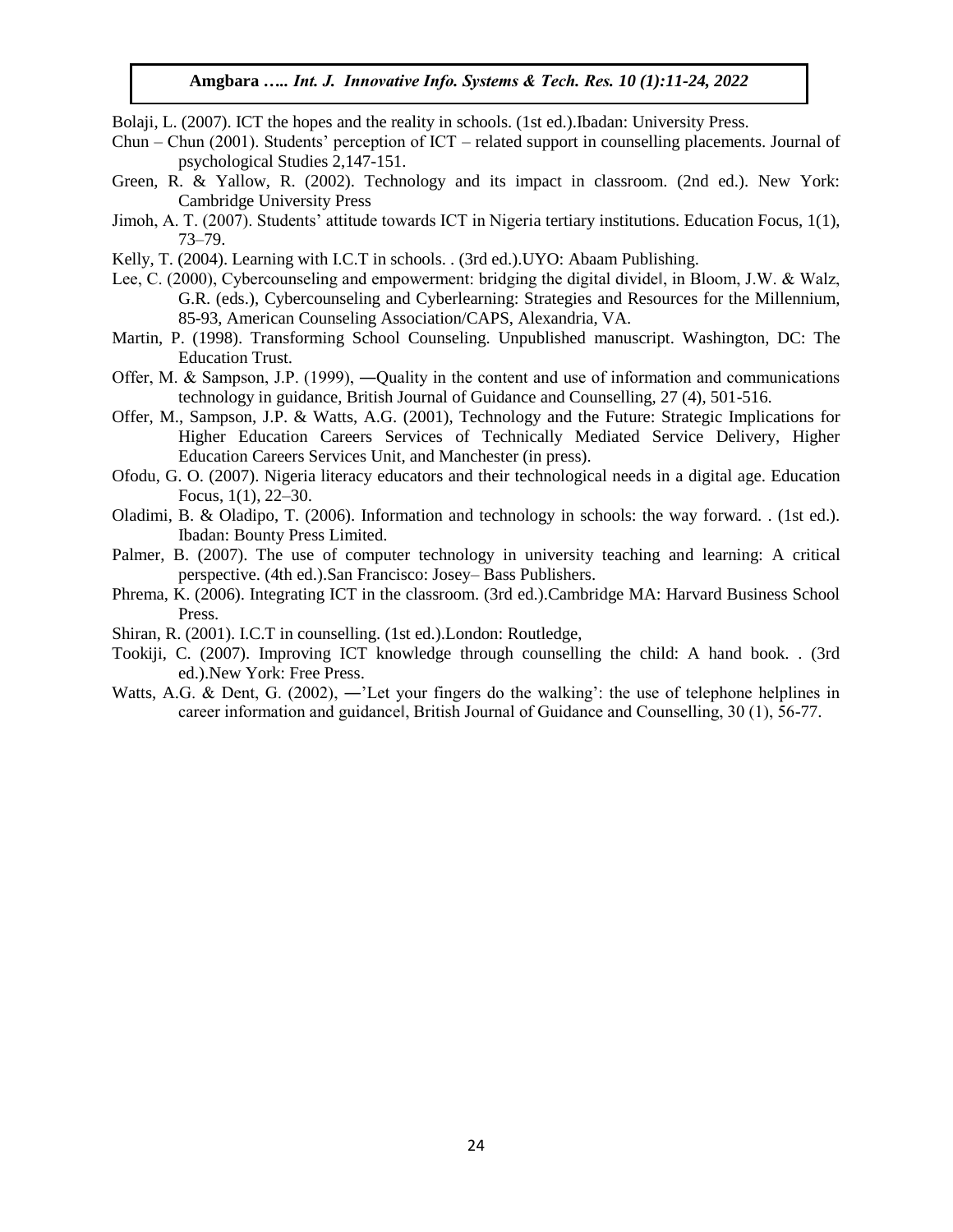Bolaji, L. (2007). ICT the hopes and the reality in schools. (1st ed.).Ibadan: University Press.

Chun – Chun (2001). Students' perception of ICT – related support in counselling placements. Journal of psychological Studies 2,147-151.

Green, R. & Yallow, R. (2002). Technology and its impact in classroom. (2nd ed.). New York: Cambridge University Press

Jimoh, A. T. (2007). Students' attitude towards ICT in Nigeria tertiary institutions. Education Focus, 1(1), 73–79.

Kelly, T. (2004). Learning with I.C.T in schools. . (3rd ed.).UYO: Abaam Publishing.

Lee, C. (2000), Cybercounseling and empowerment: bridging the digital divide‖, in Bloom, J.W. & Walz, G.R. (eds.), Cybercounseling and Cyberlearning: Strategies and Resources for the Millennium, 85-93, American Counseling Association/CAPS, Alexandria, VA.

Martin, P. (1998). Transforming School Counseling. Unpublished manuscript. Washington, DC: The Education Trust.

Offer, M. & Sampson, J.P. (1999), ―Quality in the content and use of information and communications technology in guidance, British Journal of Guidance and Counselling, 27 (4), 501-516.

Offer, M., Sampson, J.P. & Watts, A.G. (2001), Technology and the Future: Strategic Implications for Higher Education Careers Services of Technically Mediated Service Delivery, Higher Education Careers Services Unit, and Manchester (in press).

Ofodu, G. O. (2007). Nigeria literacy educators and their technological needs in a digital age. Education Focus, 1(1), 22–30.

Oladimi, B. & Oladipo, T. (2006). Information and technology in schools: the way forward. . (1st ed.). Ibadan: Bounty Press Limited.

Palmer, B. (2007). The use of computer technology in university teaching and learning: A critical perspective. (4th ed.).San Francisco: Josey– Bass Publishers.

Phrema, K. (2006). Integrating ICT in the classroom. (3rd ed.).Cambridge MA: Harvard Business School Press.

Shiran, R. (2001). I.C.T in counselling. (1st ed.).London: Routledge,

Tookiji, C. (2007). Improving ICT knowledge through counselling the child: A hand book. . (3rd ed.).New York: Free Press.

Watts, A.G. & Dent, G. (2002), ―'Let your fingers do the walking': the use of telephone helplines in career information and guidance‖, British Journal of Guidance and Counselling, 30 (1), 56-77.